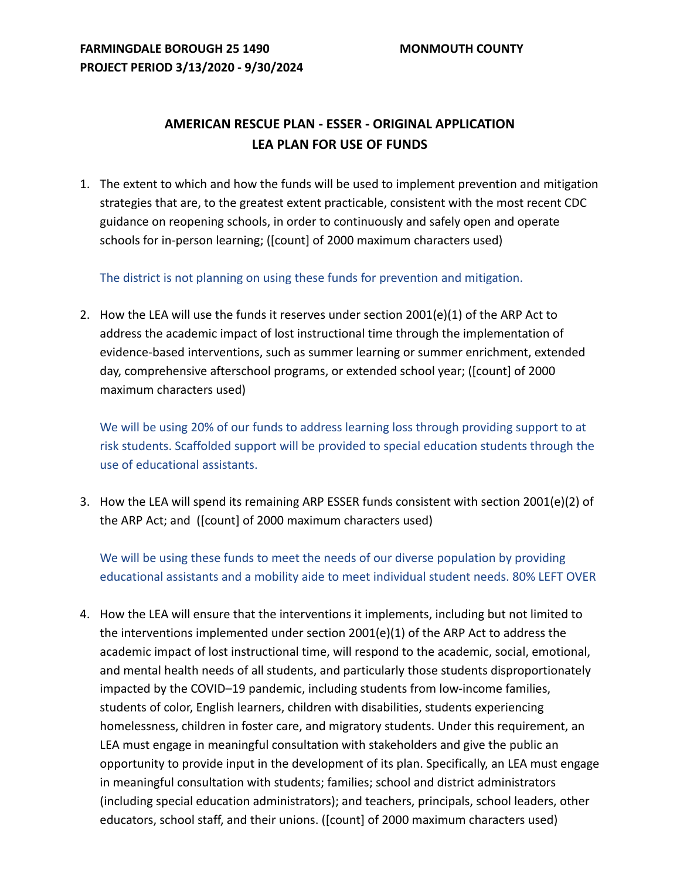**FARMINGDALE BOROUGH 25 1490** **MONMOUTH COUNTY**
**PROJECT PERIOD 3/13/2020 - 9/30/2024**

## AMERICAN RESCUE PLAN - ESSER - ORIGINAL APPLICATION
## LEA PLAN FOR USE OF FUNDS

1. The extent to which and how the funds will be used to implement prevention and mitigation strategies that are, to the greatest extent practicable, consistent with the most recent CDC guidance on reopening schools, in order to continuously and safely open and operate schools for in-person learning; ([count] of 2000 maximum characters used)

   The district is not planning on using these funds for prevention and mitigation.

2. How the LEA will use the funds it reserves under section 2001(e)(1) of the ARP Act to address the academic impact of lost instructional time through the implementation of evidence-based interventions, such as summer learning or summer enrichment, extended day, comprehensive afterschool programs, or extended school year; ([count] of 2000 maximum characters used)

   We will be using 20% of our funds to address learning loss through providing support to at risk students. Scaffolded support will be provided to special education students through the use of educational assistants.

3. How the LEA will spend its remaining ARP ESSER funds consistent with section 2001(e)(2) of the ARP Act; and ([count] of 2000 maximum characters used)

   We will be using these funds to meet the needs of our diverse population by providing educational assistants and a mobility aide to meet individual student needs. 80% LEFT OVER

4. How the LEA will ensure that the interventions it implements, including but not limited to the interventions implemented under section 2001(e)(1) of the ARP Act to address the academic impact of lost instructional time, will respond to the academic, social, emotional, and mental health needs of all students, and particularly those students disproportionately impacted by the COVID–19 pandemic, including students from low-income families, students of color, English learners, children with disabilities, students experiencing homelessness, children in foster care, and migratory students. Under this requirement, an LEA must engage in meaningful consultation with stakeholders and give the public an opportunity to provide input in the development of its plan. Specifically, an LEA must engage in meaningful consultation with students; families; school and district administrators (including special education administrators); and teachers, principals, school leaders, other educators, school staff, and their unions. ([count] of 2000 maximum characters used)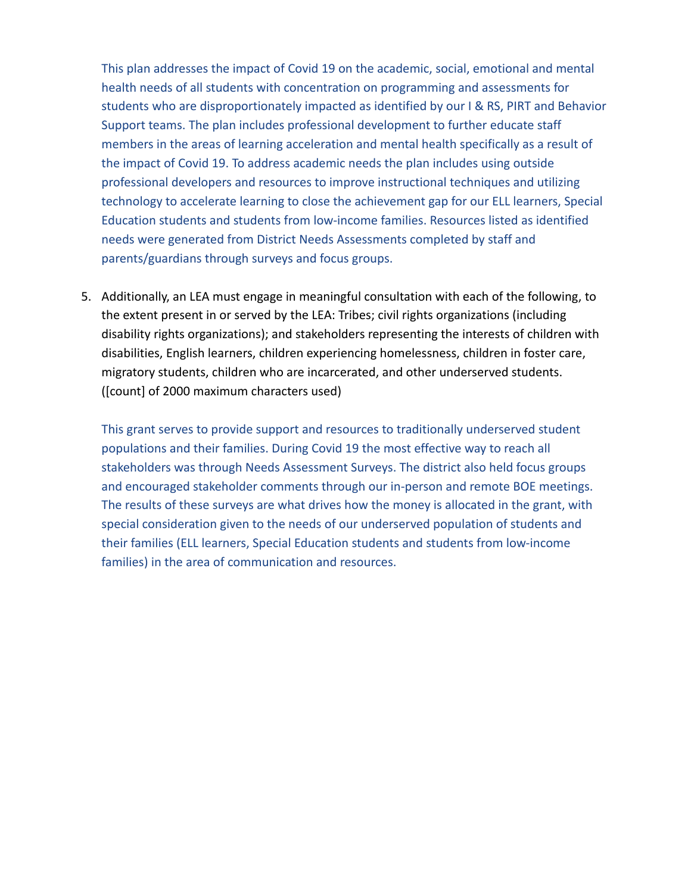This plan addresses the impact of Covid 19 on the academic, social, emotional and mental health needs of all students with concentration on programming and assessments for students who are disproportionately impacted as identified by our I & RS, PIRT and Behavior Support teams. The plan includes professional development to further educate staff members in the areas of learning acceleration and mental health specifically as a result of the impact of Covid 19. To address academic needs the plan includes using outside professional developers and resources to improve instructional techniques and utilizing technology to accelerate learning to close the achievement gap for our ELL learners, Special Education students and students from low-income families. Resources listed as identified needs were generated from District Needs Assessments completed by staff and parents/guardians through surveys and focus groups.

5. Additionally, an LEA must engage in meaningful consultation with each of the following, to the extent present in or served by the LEA: Tribes; civil rights organizations (including disability rights organizations); and stakeholders representing the interests of children with disabilities, English learners, children experiencing homelessness, children in foster care, migratory students, children who are incarcerated, and other underserved students. ([count] of 2000 maximum characters used)

   This grant serves to provide support and resources to traditionally underserved student populations and their families. During Covid 19 the most effective way to reach all stakeholders was through Needs Assessment Surveys. The district also held focus groups and encouraged stakeholder comments through our in-person and remote BOE meetings. The results of these surveys are what drives how the money is allocated in the grant, with special consideration given to the needs of our underserved population of students and their families (ELL learners, Special Education students and students from low-income families) in the area of communication and resources.